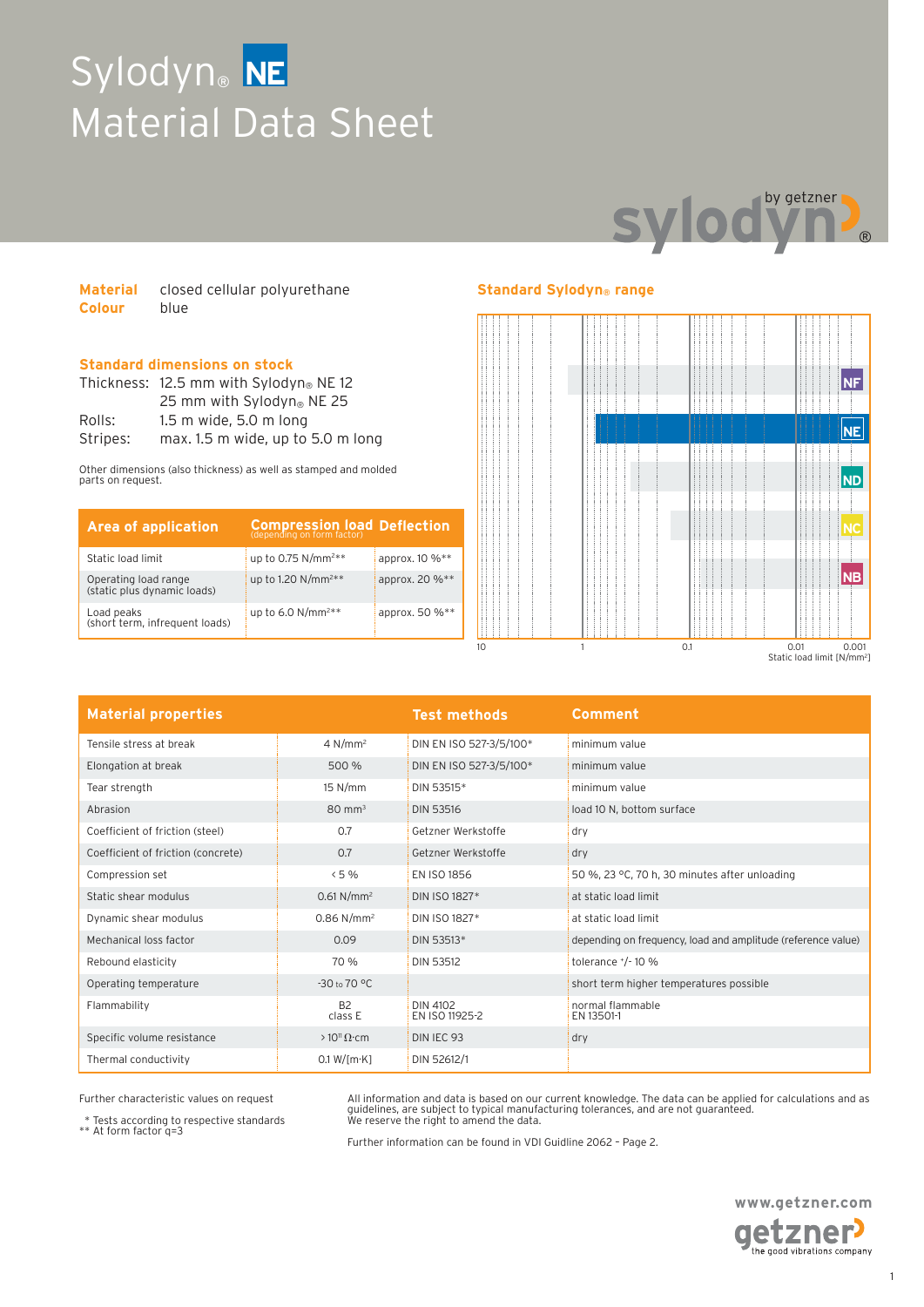# Sylodyn® NE
# Material Data Sheet

sylodyn® by getzner

**Material** closed cellular polyurethane
**Colour** blue

## Standard dimensions on stock

Thickness: 12.5 mm with Sylodyn® NE 12
25 mm with Sylodyn® NE 25
Rolls: 1.5 m wide, 5.0 m long
Stripes: max. 1.5 m wide, up to 5.0 m long

Other dimensions (also thickness) as well as stamped and molded parts on request.

| Area of application | Compression load (depending on form factor) | Deflection |
|---|---|---|
| Static load limit | up to 0.75 N/mm²** | approx. 10 %** |
| Operating load range (static plus dynamic loads) | up to 1.20 N/mm²** | approx. 20 %** |
| Load peaks (short term, infrequent loads) | up to 6.0 N/mm²** | approx. 50 %** |

## Standard Sylodyn® range

NF, NE, ND, NC, NB

10 — 1 — 0.1 — 0.01 — 0.001
Static load limit [N/mm²]

| Material properties | | Test methods | Comment |
|---|---|---|---|
| Tensile stress at break | 4 N/mm² | DIN EN ISO 527-3/5/100* | minimum value |
| Elongation at break | 500 % | DIN EN ISO 527-3/5/100* | minimum value |
| Tear strength | 15 N/mm | DIN 53515* | minimum value |
| Abrasion | 80 mm³ | DIN 53516 | load 10 N, bottom surface |
| Coefficient of friction (steel) | 0.7 | Getzner Werkstoffe | dry |
| Coefficient of friction (concrete) | 0.7 | Getzner Werkstoffe | dry |
| Compression set | < 5 % | EN ISO 1856 | 50 %, 23 °C, 70 h, 30 minutes after unloading |
| Static shear modulus | 0.61 N/mm² | DIN ISO 1827* | at static load limit |
| Dynamic shear modulus | 0.86 N/mm² | DIN ISO 1827* | at static load limit |
| Mechanical loss factor | 0.09 | DIN 53513* | depending on frequency, load and amplitude (reference value) |
| Rebound elasticity | 70 % | DIN 53512 | tolerance +/- 10 % |
| Operating temperature | -30 to 70 °C | | short term higher temperatures possible |
| Flammability | B2 class E | DIN 4102 EN ISO 11925-2 | normal flammable EN 13501-1 |
| Specific volume resistance | > 10¹¹ Ω·cm | DIN IEC 93 | dry |
| Thermal conductivity | 0.1 W/[m·K] | DIN 52612/1 | |

Further characteristic values on request

\* Tests according to respective standards
** At form factor q=3

All information and data is based on our current knowledge. The data can be applied for calculations and as guidelines, are subject to typical manufacturing tolerances, and are not guaranteed. We reserve the right to amend the data.

Further information can be found in VDI Guidline 2062 – Page 2.

www.getzner.com
getzner the good vibrations company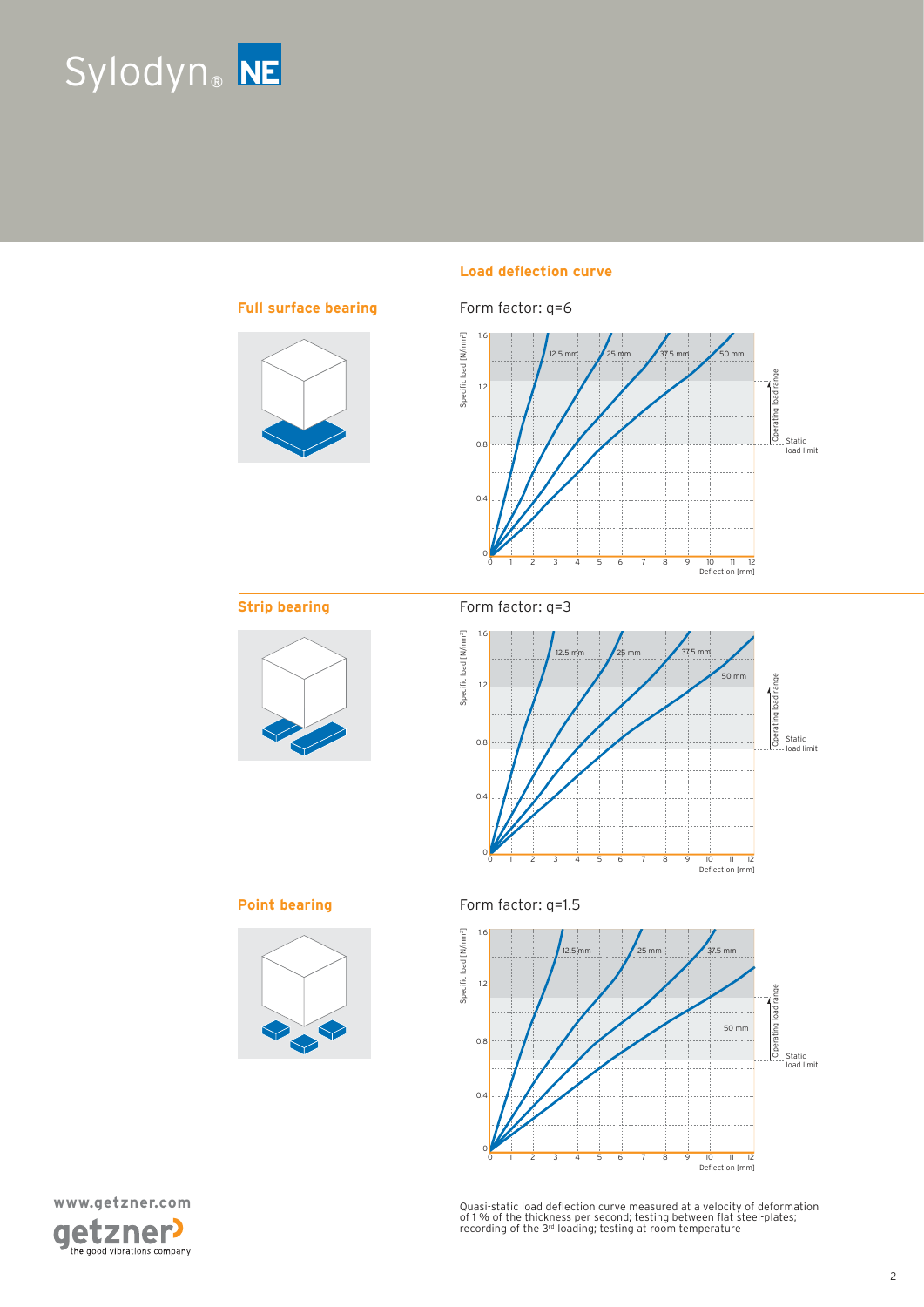Sylodyn® NE

## Load deflection curve

### Full surface bearing

Form factor: q=6

Specific load [N/mm²]

1.6
1.2
0.8
0.4
0

12.5 mm 25 mm 37.5 mm 50 mm

Operating load range

Static load limit

0 1 2 3 4 5 6 7 8 9 10 11 12
Deflection [mm]

### Strip bearing

Form factor: q=3

Specific load [N/mm²]

1.6
1.2
0.8
0.4
0

12.5 mm 25 mm 37.5 mm 50 mm

Operating load range

Static load limit

0 1 2 3 4 5 6 7 8 9 10 11 12
Deflection [mm]

### Point bearing

Form factor: q=1.5

Specific load [N/mm²]

1.6
1.2
0.8
0.4
0

12.5 mm 25 mm 37.5 mm 50 mm

Operating load range

Static load limit

0 1 2 3 4 5 6 7 8 9 10 11 12
Deflection [mm]

Quasi-static load deflection curve measured at a velocity of deformation of 1 % of the thickness per second; testing between flat steel-plates; recording of the 3rd loading; testing at room temperature

www.getzner.com

getzner the good vibrations company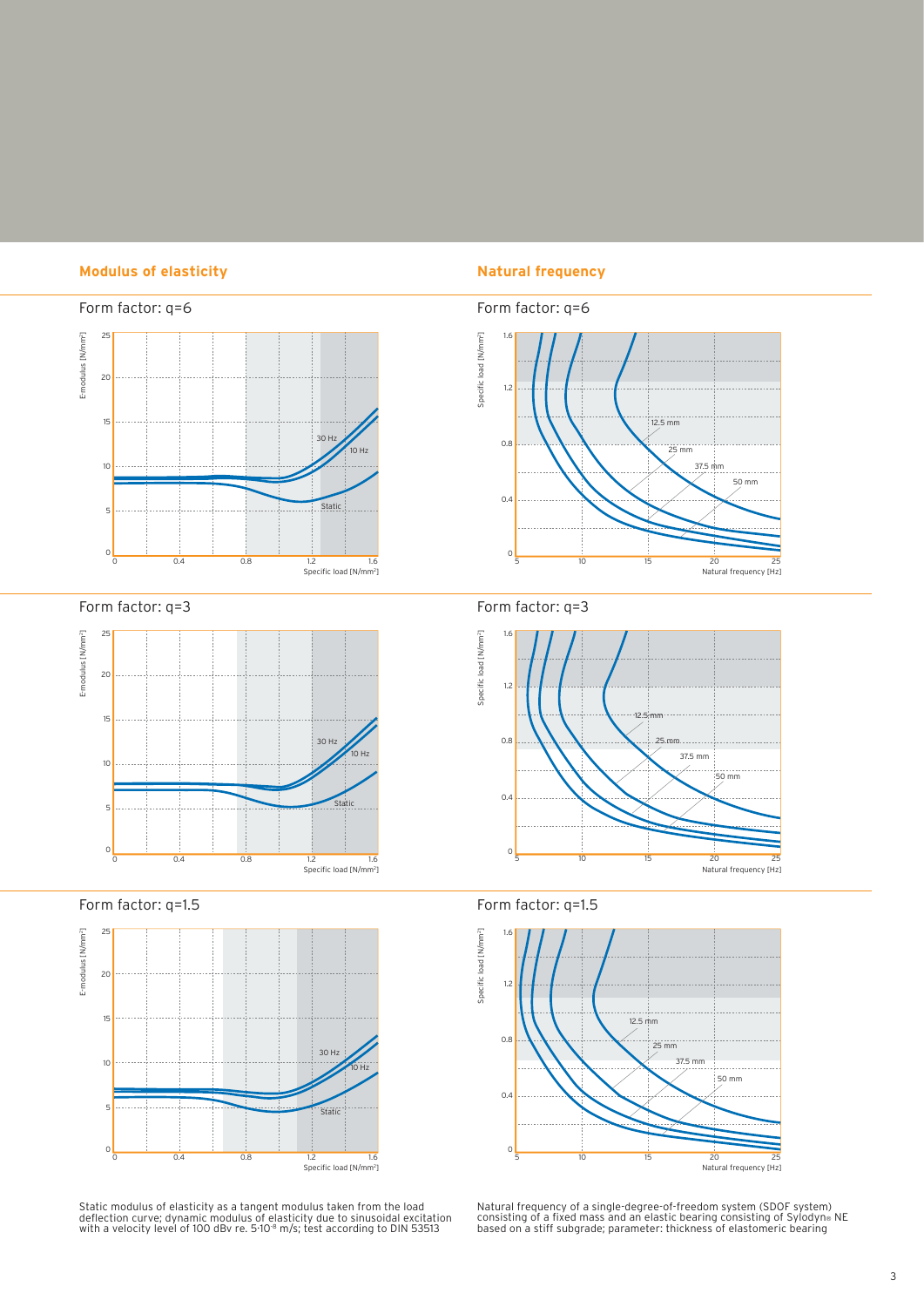## Modulus of elasticity

### Form factor: q=6

E-modulus [N/mm²]

Specific load [N/mm²]

30 Hz, 10 Hz, Static

### Form factor: q=3

E-modulus [N/mm²]

Specific load [N/mm²]

30 Hz, 10 Hz, Static

### Form factor: q=1.5

E-modulus [N/mm²]

Specific load [N/mm²]

30 Hz, 10 Hz, Static

Static modulus of elasticity as a tangent modulus taken from the load deflection curve; dynamic modulus of elasticity due to sinusoidal excitation with a velocity level of 100 dBv re. $5 \cdot 10^{-8}$ m/s; test according to DIN 53513

## Natural frequency

### Form factor: q=6

Specific load [N/mm²]

Natural frequency [Hz]

12.5 mm, 25 mm, 37.5 mm, 50 mm

### Form factor: q=3

Specific load [N/mm²]

Natural frequency [Hz]

12.5 mm, 25 mm, 37.5 mm, 50 mm

### Form factor: q=1.5

Specific load [N/mm²]

Natural frequency [Hz]

12.5 mm, 25 mm, 37.5 mm, 50 mm

Natural frequency of a single-degree-of-freedom system (SDOF system) consisting of a fixed mass and an elastic bearing consisting of Sylodyn® NE based on a stiff subgrade; parameter: thickness of elastomeric bearing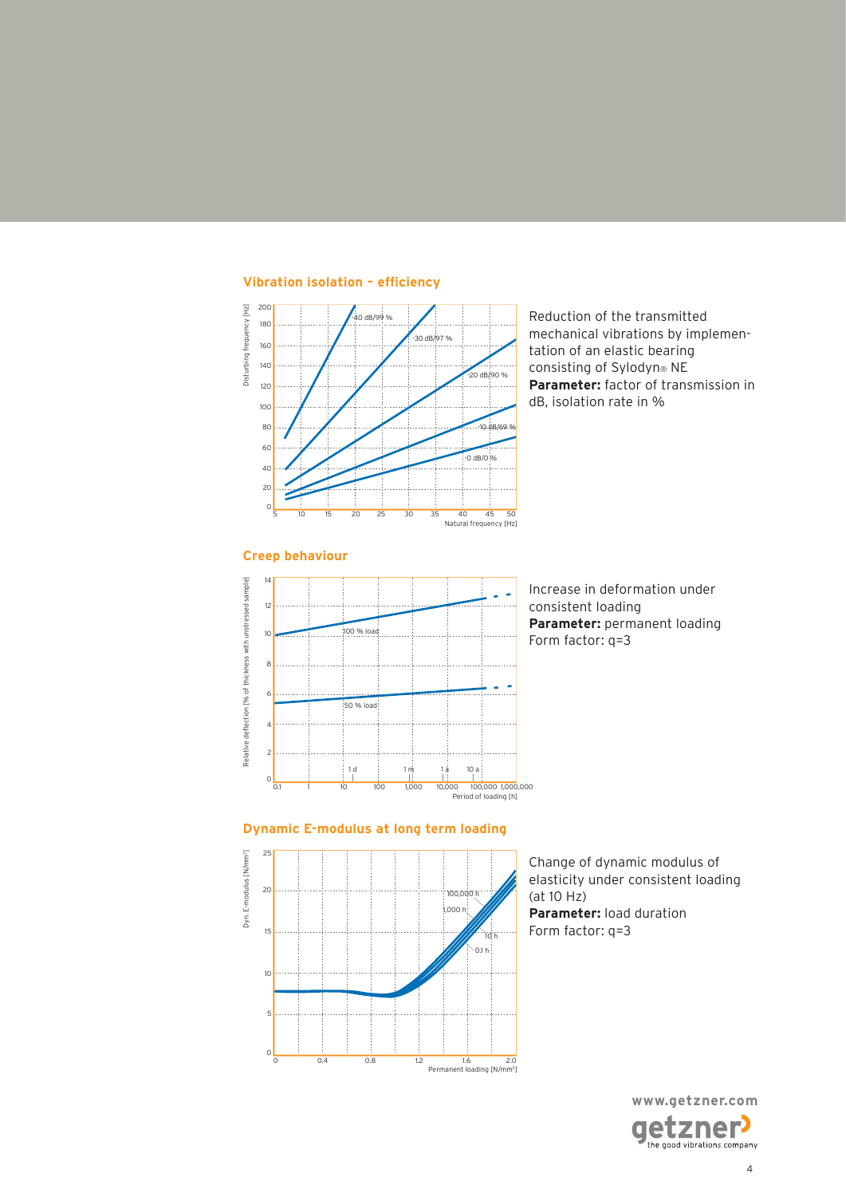## Vibration isolation – efficiency

Reduction of the transmitted mechanical vibrations by implementation of an elastic bearing consisting of Sylodyn® NE
**Parameter:** factor of transmission in dB, isolation rate in %

## Creep behaviour

Increase in deformation under consistent loading
**Parameter:** permanent loading
Form factor: q=3

## Dynamic E-modulus at long term loading

Change of dynamic modulus of elasticity under consistent loading (at 10 Hz)
**Parameter:** load duration
Form factor: q=3

www.getzner.com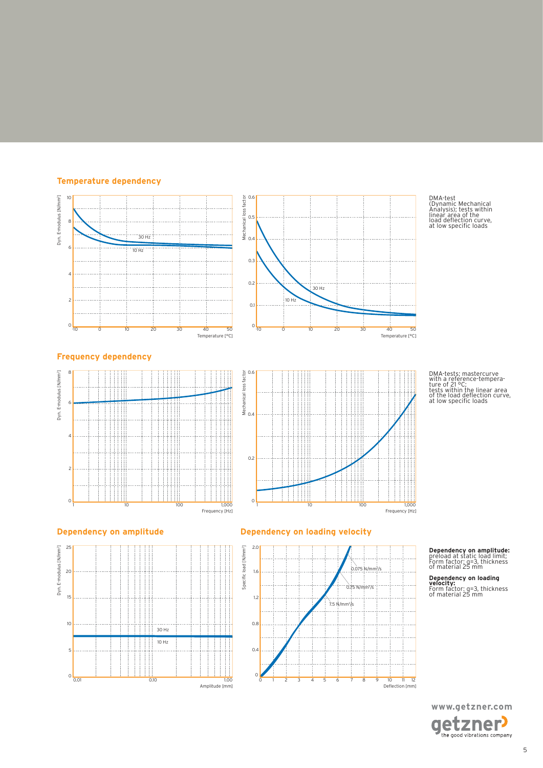## Temperature dependency

DMA-test (Dynamic Mechanical Analysis); tests within linear area of the load deflection curve, at low specific loads

## Frequency dependency

DMA-tests; mastercurve with a reference-temperature of 21 °C; tests within the linear area of the load deflection curve, at low specific loads

## Dependency on amplitude

## Dependency on loading velocity

**Dependency on amplitude:** preload at static load limit; Form factor: q=3, thickness of material 25 mm

**Dependency on loading velocity:** Form factor: q=3, thickness of material 25 mm

www.getzner.com

getzner the good vibrations company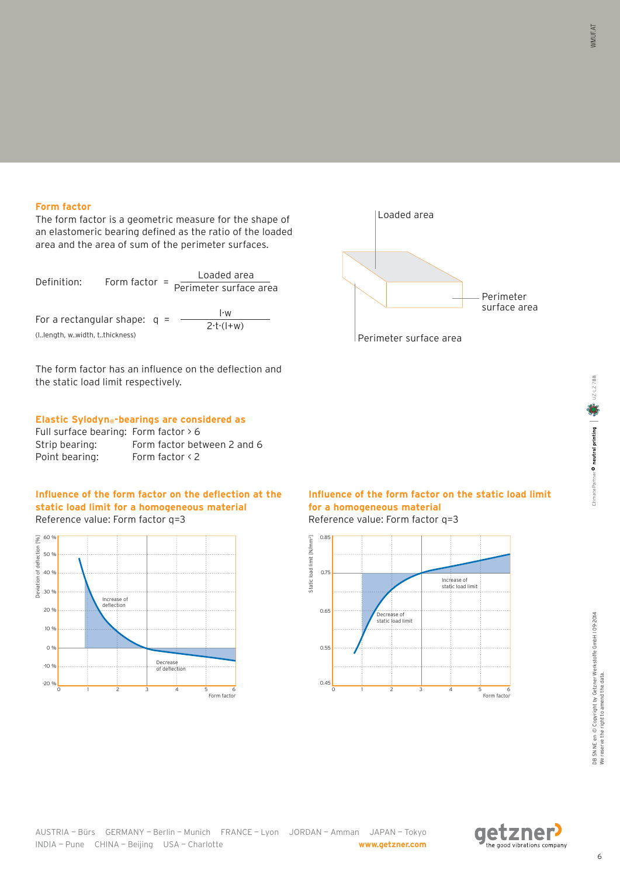## Form factor

The form factor is a geometric measure for the shape of an elastomeric bearing defined as the ratio of the loaded area and the area of sum of the perimeter surfaces.

Definition: Form factor = $\frac{\text{Loaded area}}{\text{Perimeter surface area}}$

For a rectangular shape: $q = \frac{l \cdot w}{2 \cdot t \cdot (l+w)}$

(l..length, w..width, t..thickness)

Loaded area

Perimeter surface area

Perimeter surface area

The form factor has an influence on the deflection and the static load limit respectively.

## Elastic Sylodyn®-bearings are considered as

| | |
|---|---|
| Full surface bearing: | Form factor > 6 |
| Strip bearing: | Form factor between 2 and 6 |
| Point bearing: | Form factor < 2 |

### Influence of the form factor on the deflection at the static load limit for a homogeneous material

Reference value: Form factor q=3

Deviation of deflection [%]

60 %
50 %
40 %
30 %
20 %
10 %
0 %
-10 %
-20 %

0 1 2 3 4 5 6

Form factor

Increase of deflection

Decrease of deflection

### Influence of the form factor on the static load limit for a homogeneous material

Reference value: Form factor q=3

Static load limit [N/mm²]

0.85
0.75
0.65
0.55
0.45

0 1 2 3 4 5 6

Form factor

Increase of static load limit

Decrease of static load limit

AUSTRIA – Bürs GERMANY – Berlin – Munich FRANCE – Lyon JORDAN – Amman JAPAN – Tokyo
INDIA – Pune CHINA – Beijing USA – Charlotte **www.getzner.com**

getzner the good vibrations company

DB SN NE en © Copyright by Getzner Werkstoffe GmbH I 09-2014
We reserve the right to amend the data.